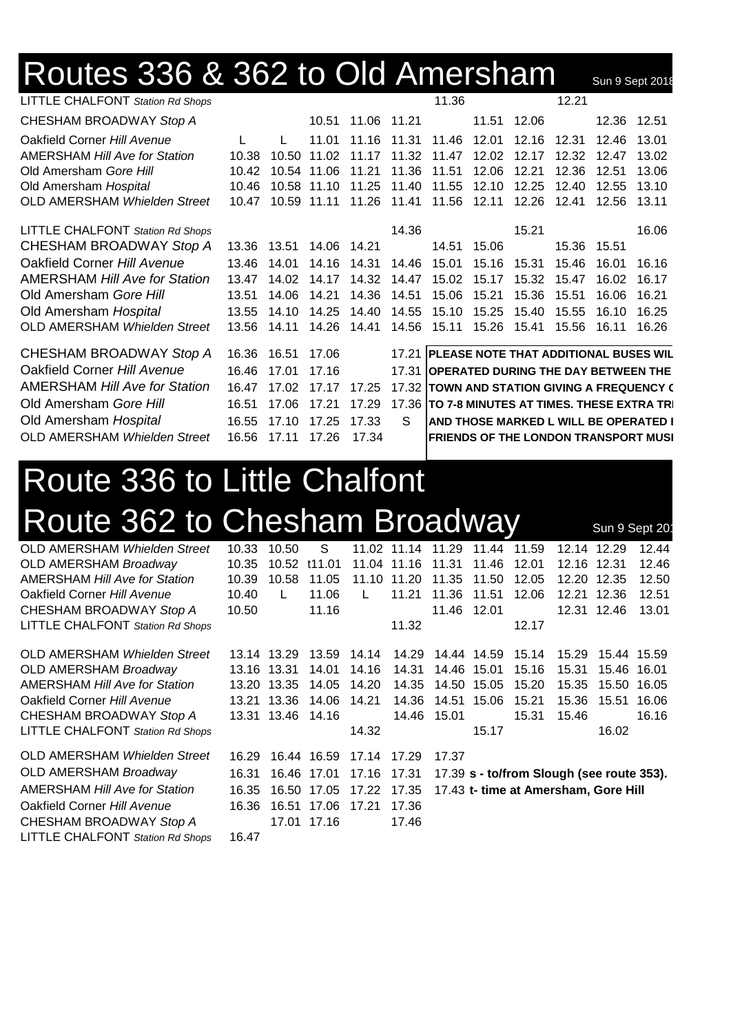# Routes 336 & 362 to Old Amersham

Sun 9 Sept 2018

| Stop | | | | | | | | | | | |
|---|---|---|---|---|---|---|---|---|---|---|---|
| LITTLE CHALFONT *Station Rd Shops* | | | | | | 11.36 | | | 12.21 | | |
| CHESHAM BROADWAY *Stop A* | | | 10.51 | 11.06 | 11.21 | | 11.51 | 12.06 | | 12.36 | 12.51 |
| Oakfield Corner *Hill Avenue* | L | L | 11.01 | 11.16 | 11.31 | 11.46 | 12.01 | 12.16 | 12.31 | 12.46 | 13.01 |
| AMERSHAM *Hill Ave for Station* | 10.38 | 10.50 | 11.02 | 11.17 | 11.32 | 11.47 | 12.02 | 12.17 | 12.32 | 12.47 | 13.02 |
| Old Amersham *Gore Hill* | 10.42 | 10.54 | 11.06 | 11.21 | 11.36 | 11.51 | 12.06 | 12.21 | 12.36 | 12.51 | 13.06 |
| Old Amersham *Hospital* | 10.46 | 10.58 | 11.10 | 11.25 | 11.40 | 11.55 | 12.10 | 12.25 | 12.40 | 12.55 | 13.10 |
| OLD AMERSHAM *Whielden Street* | 10.47 | 10.59 | 11.11 | 11.26 | 11.41 | 11.56 | 12.11 | 12.26 | 12.41 | 12.56 | 13.11 |

| Stop | | | | | | | | | | | |
|---|---|---|---|---|---|---|---|---|---|---|---|
| LITTLE CHALFONT *Station Rd Shops* | | | | | 14.36 | | | 15.21 | | | 16.06 |
| CHESHAM BROADWAY *Stop A* | 13.36 | 13.51 | 14.06 | 14.21 | | 14.51 | 15.06 | | 15.36 | 15.51 | |
| Oakfield Corner *Hill Avenue* | 13.46 | 14.01 | 14.16 | 14.31 | 14.46 | 15.01 | 15.16 | 15.31 | 15.46 | 16.01 | 16.16 |
| AMERSHAM *Hill Ave for Station* | 13.47 | 14.02 | 14.17 | 14.32 | 14.47 | 15.02 | 15.17 | 15.32 | 15.47 | 16.02 | 16.17 |
| Old Amersham *Gore Hill* | 13.51 | 14.06 | 14.21 | 14.36 | 14.51 | 15.06 | 15.21 | 15.36 | 15.51 | 16.06 | 16.21 |
| Old Amersham *Hospital* | 13.55 | 14.10 | 14.25 | 14.40 | 14.55 | 15.10 | 15.25 | 15.40 | 15.55 | 16.10 | 16.25 |
| OLD AMERSHAM *Whielden Street* | 13.56 | 14.11 | 14.26 | 14.41 | 14.56 | 15.11 | 15.26 | 15.41 | 15.56 | 16.11 | 16.26 |

| Stop | | | | | |
|---|---|---|---|---|---|
| CHESHAM BROADWAY *Stop A* | 16.36 | 16.51 | 17.06 | | 17.21 |
| Oakfield Corner *Hill Avenue* | 16.46 | 17.01 | 17.16 | | 17.31 |
| AMERSHAM *Hill Ave for Station* | 16.47 | 17.02 | 17.17 | 17.25 | 17.32 |
| Old Amersham *Gore Hill* | 16.51 | 17.06 | 17.21 | 17.29 | 17.36 |
| Old Amersham *Hospital* | 16.55 | 17.10 | 17.25 | 17.33 | S |
| OLD AMERSHAM *Whielden Street* | 16.56 | 17.11 | 17.26 | 17.34 | |

**PLEASE NOTE THAT ADDITIONAL BUSES WIL OPERATED DURING THE DAY BETWEEN THE TOWN AND STATION GIVING A FREQUENCY C TO 7-8 MINUTES AT TIMES. THESE EXTRA TR AND THOSE MARKED L WILL BE OPERATED I FRIENDS OF THE LONDON TRANSPORT MUSI**

# Route 336 to Little Chalfont
# Route 362 to Chesham Broadway

Sun 9 Sept 20

| Stop | | | | | | | | | | | |
|---|---|---|---|---|---|---|---|---|---|---|---|
| OLD AMERSHAM *Whielden Street* | 10.33 | 10.50 | S | 11.02 | 11.14 | 11.29 | 11.44 | 11.59 | 12.14 | 12.29 | 12.44 |
| OLD AMERSHAM *Broadway* | 10.35 | 10.52 | t11.01 | 11.04 | 11.16 | 11.31 | 11.46 | 12.01 | 12.16 | 12.31 | 12.46 |
| AMERSHAM *Hill Ave for Station* | 10.39 | 10.58 | 11.05 | 11.10 | 11.20 | 11.35 | 11.50 | 12.05 | 12.20 | 12.35 | 12.50 |
| Oakfield Corner *Hill Avenue* | 10.40 | L | 11.06 | L | 11.21 | 11.36 | 11.51 | 12.06 | 12.21 | 12.36 | 12.51 |
| CHESHAM BROADWAY *Stop A* | 10.50 | | 11.16 | | | 11.46 | 12.01 | | 12.31 | 12.46 | 13.01 |
| LITTLE CHALFONT *Station Rd Shops* | | | | | 11.32 | | | 12.17 | | | |

| Stop | | | | | | | | | | | |
|---|---|---|---|---|---|---|---|---|---|---|---|
| OLD AMERSHAM *Whielden Street* | 13.14 | 13.29 | 13.59 | 14.14 | 14.29 | 14.44 | 14.59 | 15.14 | 15.29 | 15.44 | 15.59 |
| OLD AMERSHAM *Broadway* | 13.16 | 13.31 | 14.01 | 14.16 | 14.31 | 14.46 | 15.01 | 15.16 | 15.31 | 15.46 | 16.01 |
| AMERSHAM *Hill Ave for Station* | 13.20 | 13.35 | 14.05 | 14.20 | 14.35 | 14.50 | 15.05 | 15.20 | 15.35 | 15.50 | 16.05 |
| Oakfield Corner *Hill Avenue* | 13.21 | 13.36 | 14.06 | 14.21 | 14.36 | 14.51 | 15.06 | 15.21 | 15.36 | 15.51 | 16.06 |
| CHESHAM BROADWAY *Stop A* | 13.31 | 13.46 | 14.16 | | 14.46 | 15.01 | | 15.31 | 15.46 | | 16.16 |
| LITTLE CHALFONT *Station Rd Shops* | | | | 14.32 | | | 15.17 | | | 16.02 | |

| Stop | | | | | | |
|---|---|---|---|---|---|---|
| OLD AMERSHAM *Whielden Street* | 16.29 | 16.44 | 16.59 | 17.14 | 17.29 | 17.37 |
| OLD AMERSHAM *Broadway* | 16.31 | 16.46 | 17.01 | 17.16 | 17.31 | 17.39 |
| AMERSHAM *Hill Ave for Station* | 16.35 | 16.50 | 17.05 | 17.22 | 17.35 | 17.43 |
| Oakfield Corner *Hill Avenue* | 16.36 | 16.51 | 17.06 | 17.21 | 17.36 | |
| CHESHAM BROADWAY *Stop A* | | 17.01 | 17.16 | | 17.46 | |
| LITTLE CHALFONT *Station Rd Shops* | 16.47 | | | | | |

**s - to/from Slough (see route 353).**

**t- time at Amersham, Gore Hill**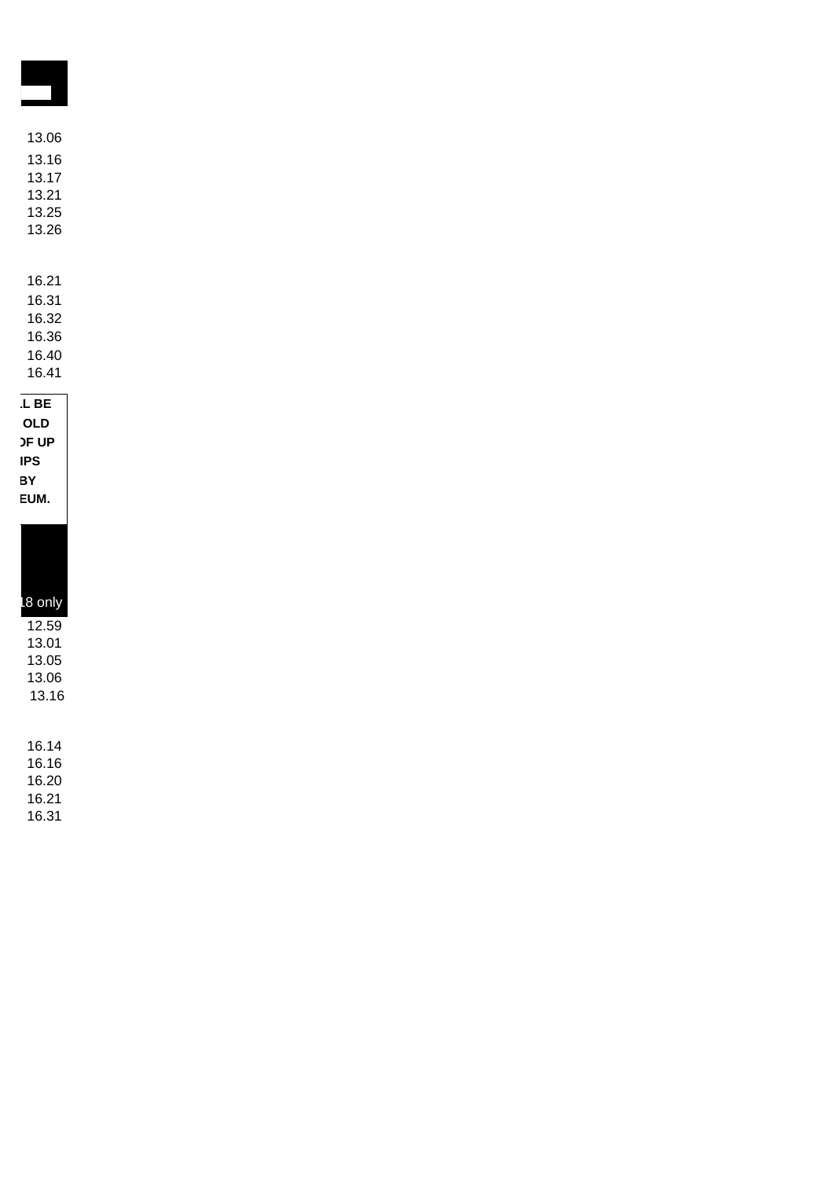13.06
13.16
13.17
13.21
13.25
13.26

16.21
16.31
16.32
16.36
16.40
16.41

**L BE**
**OLD**
**OF UP**
**IPS**
**BY**
**EUM.**

18 only

12.59
13.01
13.05
13.06
13.16

16.14
16.16
16.20
16.21
16.31